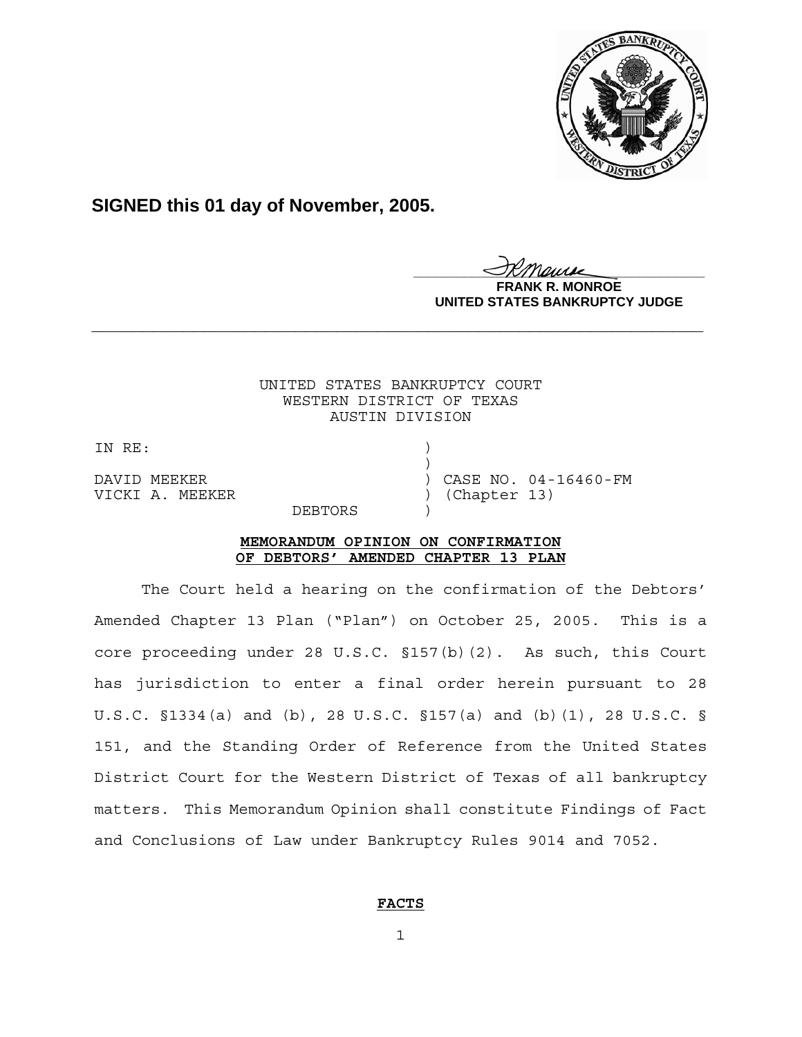**SIGNED this 01 day of November, 2005.**

FRANK R. MONROE
UNITED STATES BANKRUPTCY JUDGE

---

UNITED STATES BANKRUPTCY COURT
WESTERN DISTRICT OF TEXAS
AUSTIN DIVISION

IN RE: )
)
DAVID MEEKER ) CASE NO. 04-16460-FM
VICKI A. MEEKER ) (Chapter 13)
DEBTORS )

**MEMORANDUM OPINION ON CONFIRMATION OF DEBTORS' AMENDED CHAPTER 13 PLAN**

The Court held a hearing on the confirmation of the Debtors' Amended Chapter 13 Plan ("Plan") on October 25, 2005. This is a core proceeding under 28 U.S.C. §157(b)(2). As such, this Court has jurisdiction to enter a final order herein pursuant to 28 U.S.C. §1334(a) and (b), 28 U.S.C. §157(a) and (b)(1), 28 U.S.C. § 151, and the Standing Order of Reference from the United States District Court for the Western District of Texas of all bankruptcy matters. This Memorandum Opinion shall constitute Findings of Fact and Conclusions of Law under Bankruptcy Rules 9014 and 7052.

**FACTS**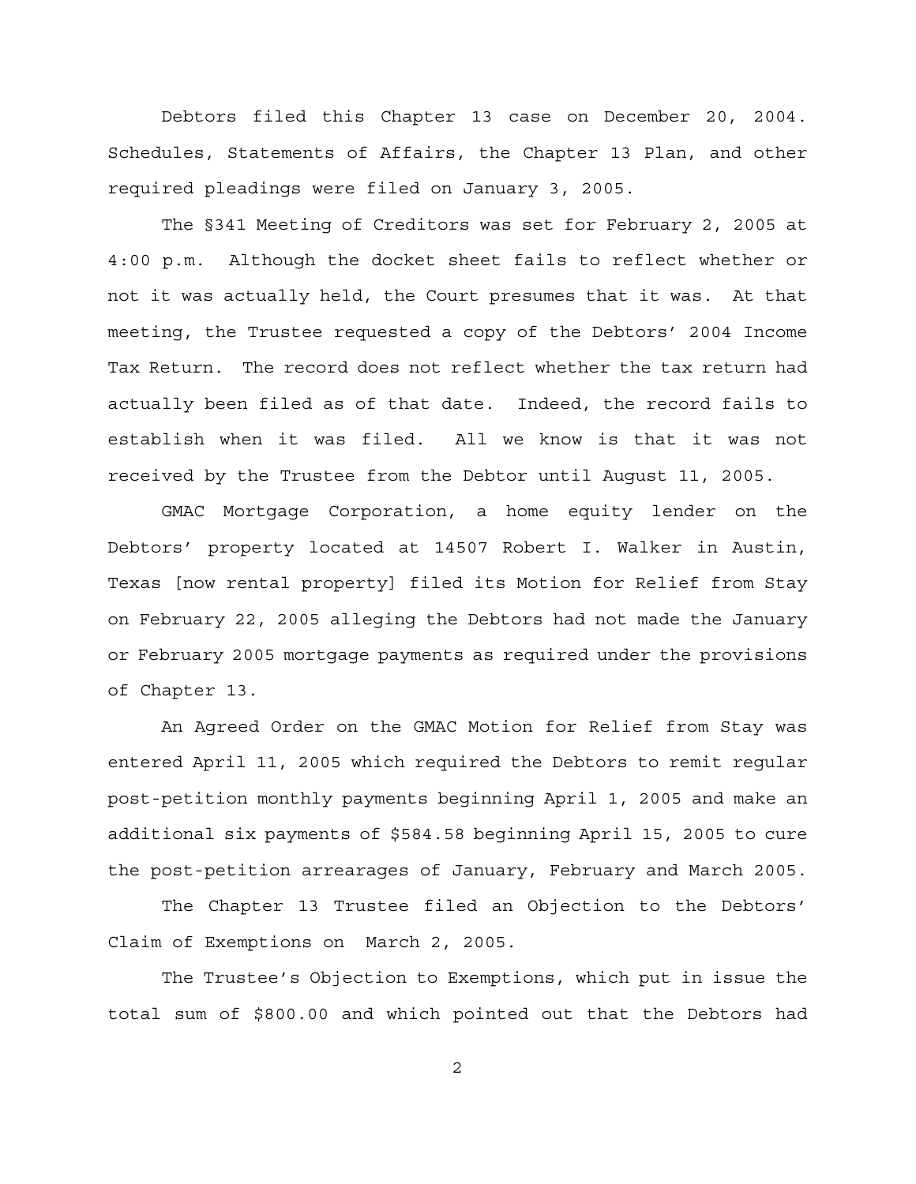Debtors filed this Chapter 13 case on December 20, 2004. Schedules, Statements of Affairs, the Chapter 13 Plan, and other required pleadings were filed on January 3, 2005.

The §341 Meeting of Creditors was set for February 2, 2005 at 4:00 p.m. Although the docket sheet fails to reflect whether or not it was actually held, the Court presumes that it was. At that meeting, the Trustee requested a copy of the Debtors' 2004 Income Tax Return. The record does not reflect whether the tax return had actually been filed as of that date. Indeed, the record fails to establish when it was filed. All we know is that it was not received by the Trustee from the Debtor until August 11, 2005.

GMAC Mortgage Corporation, a home equity lender on the Debtors' property located at 14507 Robert I. Walker in Austin, Texas [now rental property] filed its Motion for Relief from Stay on February 22, 2005 alleging the Debtors had not made the January or February 2005 mortgage payments as required under the provisions of Chapter 13.

An Agreed Order on the GMAC Motion for Relief from Stay was entered April 11, 2005 which required the Debtors to remit regular post-petition monthly payments beginning April 1, 2005 and make an additional six payments of $584.58 beginning April 15, 2005 to cure the post-petition arrearages of January, February and March 2005.

The Chapter 13 Trustee filed an Objection to the Debtors' Claim of Exemptions on March 2, 2005.

The Trustee's Objection to Exemptions, which put in issue the total sum of $800.00 and which pointed out that the Debtors had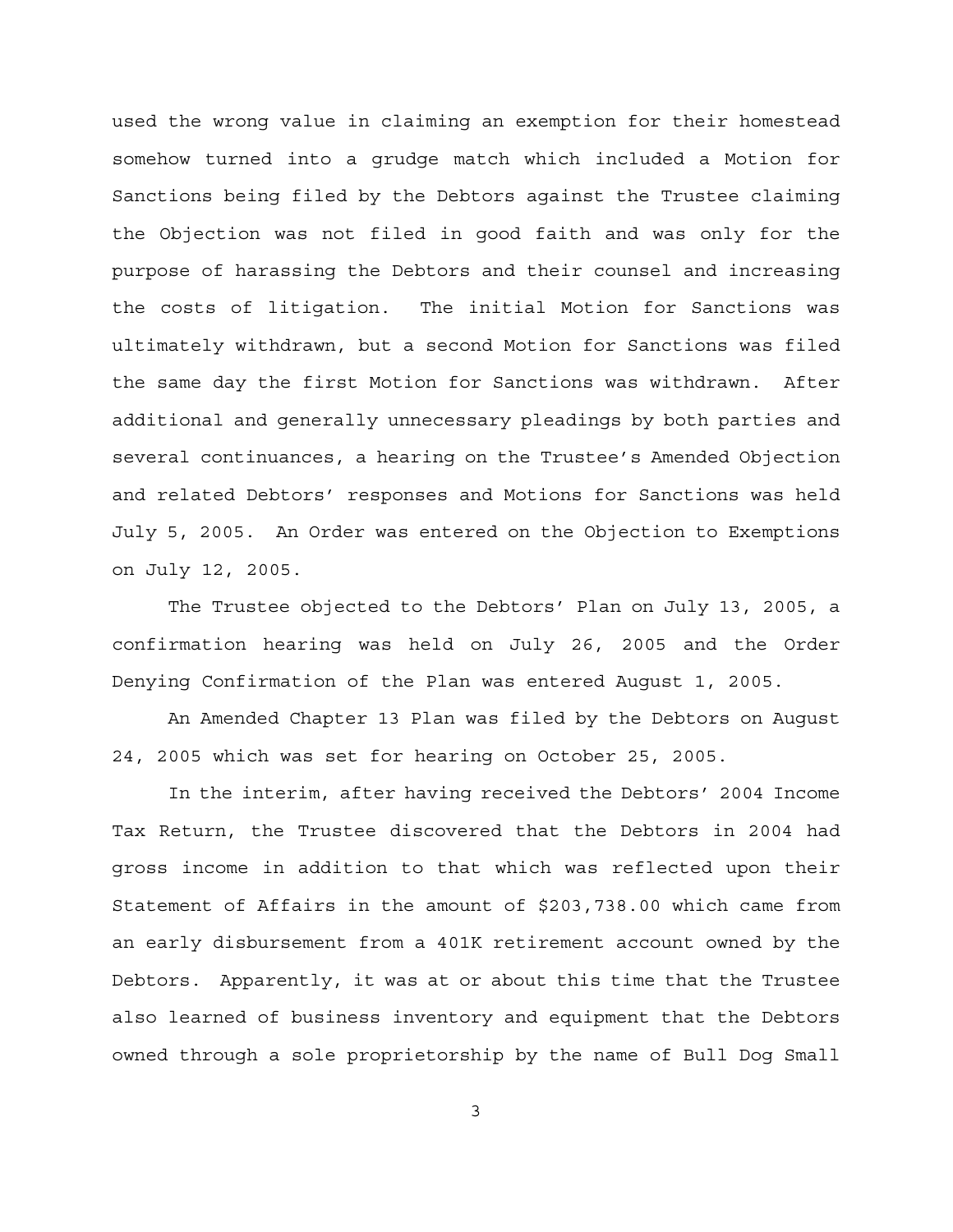used the wrong value in claiming an exemption for their homestead somehow turned into a grudge match which included a Motion for Sanctions being filed by the Debtors against the Trustee claiming the Objection was not filed in good faith and was only for the purpose of harassing the Debtors and their counsel and increasing the costs of litigation. The initial Motion for Sanctions was ultimately withdrawn, but a second Motion for Sanctions was filed the same day the first Motion for Sanctions was withdrawn. After additional and generally unnecessary pleadings by both parties and several continuances, a hearing on the Trustee's Amended Objection and related Debtors' responses and Motions for Sanctions was held July 5, 2005. An Order was entered on the Objection to Exemptions on July 12, 2005.

The Trustee objected to the Debtors' Plan on July 13, 2005, a confirmation hearing was held on July 26, 2005 and the Order Denying Confirmation of the Plan was entered August 1, 2005.

An Amended Chapter 13 Plan was filed by the Debtors on August 24, 2005 which was set for hearing on October 25, 2005.

In the interim, after having received the Debtors' 2004 Income Tax Return, the Trustee discovered that the Debtors in 2004 had gross income in addition to that which was reflected upon their Statement of Affairs in the amount of $203,738.00 which came from an early disbursement from a 401K retirement account owned by the Debtors. Apparently, it was at or about this time that the Trustee also learned of business inventory and equipment that the Debtors owned through a sole proprietorship by the name of Bull Dog Small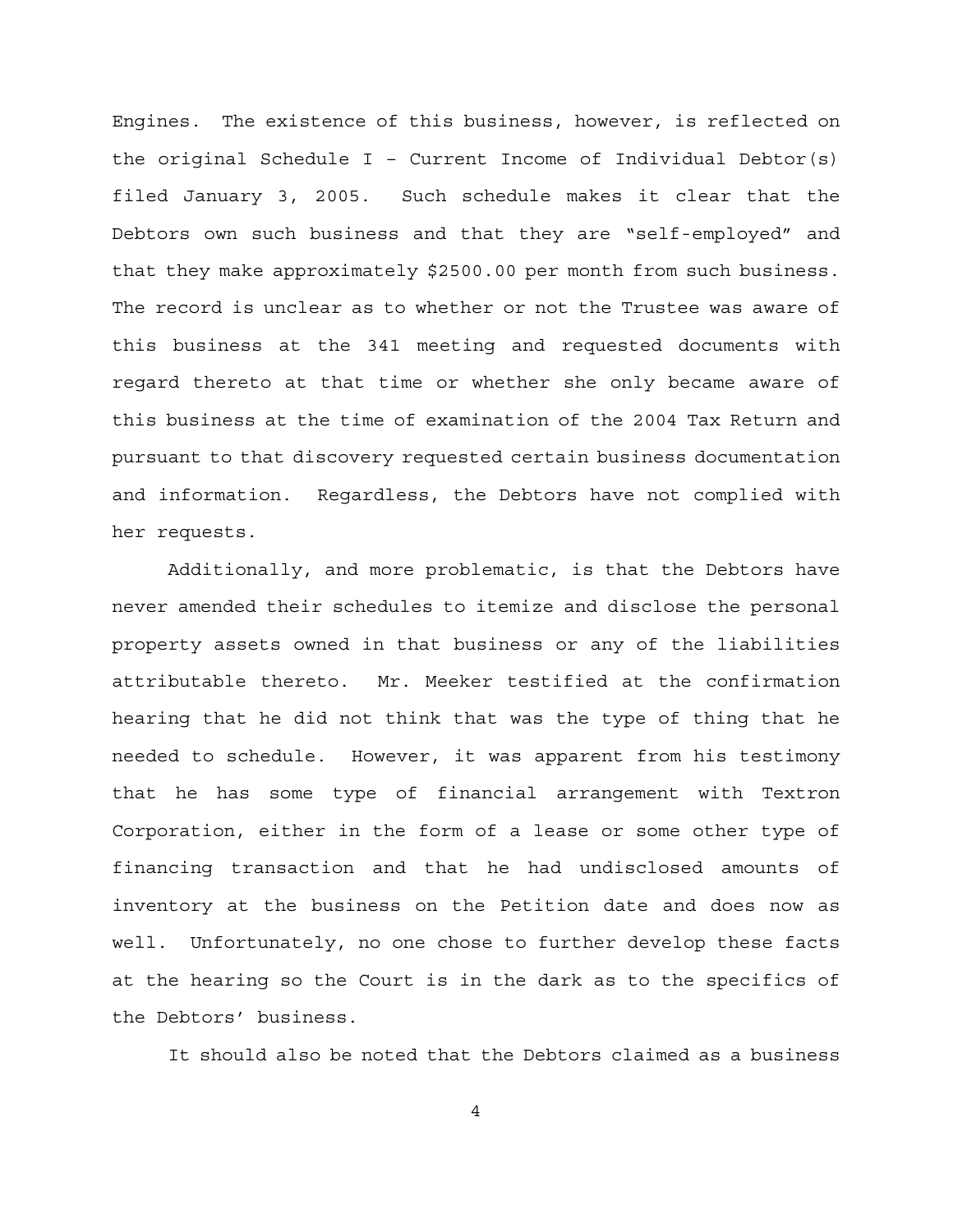Engines. The existence of this business, however, is reflected on the original Schedule I – Current Income of Individual Debtor(s) filed January 3, 2005. Such schedule makes it clear that the Debtors own such business and that they are "self-employed" and that they make approximately $2500.00 per month from such business. The record is unclear as to whether or not the Trustee was aware of this business at the 341 meeting and requested documents with regard thereto at that time or whether she only became aware of this business at the time of examination of the 2004 Tax Return and pursuant to that discovery requested certain business documentation and information. Regardless, the Debtors have not complied with her requests.

Additionally, and more problematic, is that the Debtors have never amended their schedules to itemize and disclose the personal property assets owned in that business or any of the liabilities attributable thereto. Mr. Meeker testified at the confirmation hearing that he did not think that was the type of thing that he needed to schedule. However, it was apparent from his testimony that he has some type of financial arrangement with Textron Corporation, either in the form of a lease or some other type of financing transaction and that he had undisclosed amounts of inventory at the business on the Petition date and does now as well. Unfortunately, no one chose to further develop these facts at the hearing so the Court is in the dark as to the specifics of the Debtors' business.

It should also be noted that the Debtors claimed as a business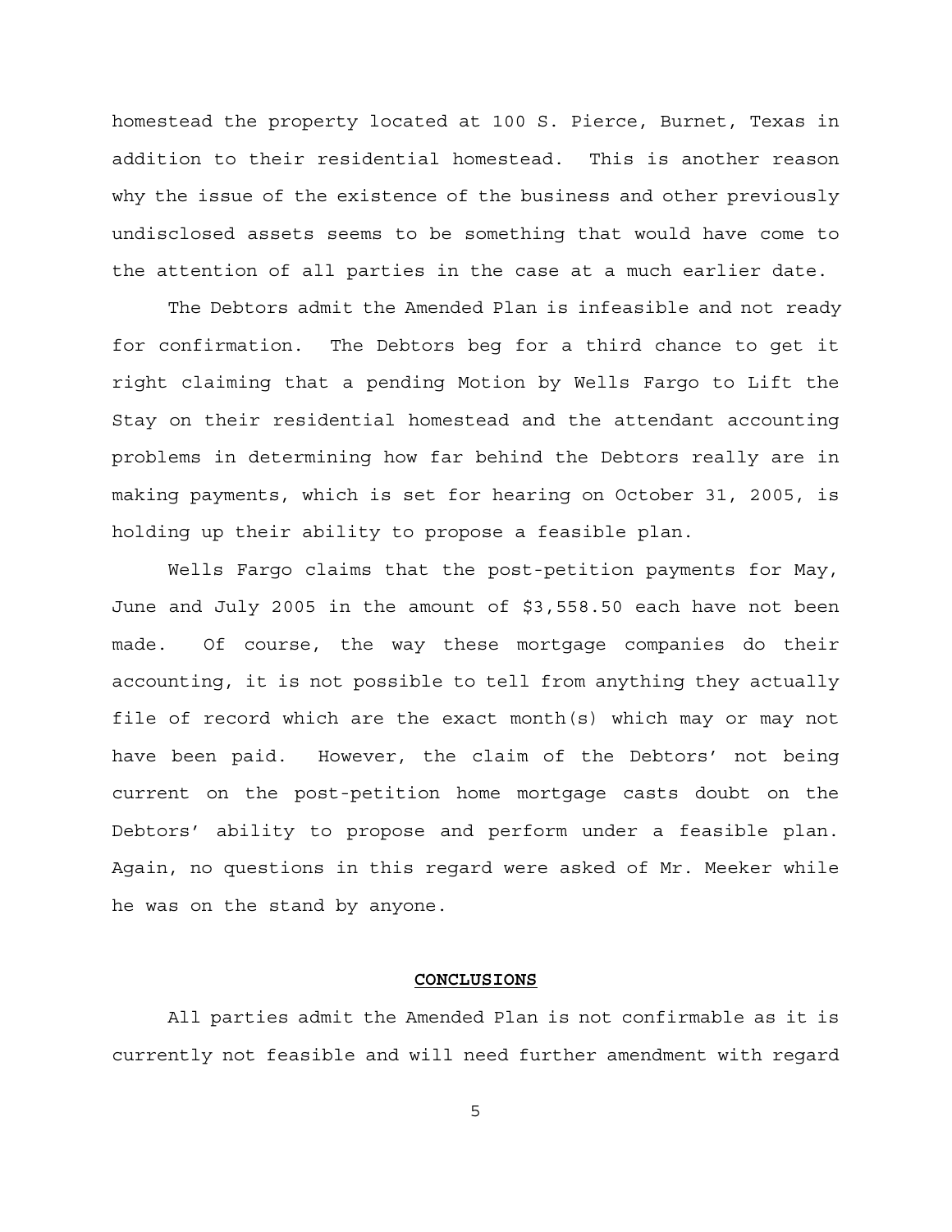homestead the property located at 100 S. Pierce, Burnet, Texas in addition to their residential homestead. This is another reason why the issue of the existence of the business and other previously undisclosed assets seems to be something that would have come to the attention of all parties in the case at a much earlier date.

The Debtors admit the Amended Plan is infeasible and not ready for confirmation. The Debtors beg for a third chance to get it right claiming that a pending Motion by Wells Fargo to Lift the Stay on their residential homestead and the attendant accounting problems in determining how far behind the Debtors really are in making payments, which is set for hearing on October 31, 2005, is holding up their ability to propose a feasible plan.

Wells Fargo claims that the post-petition payments for May, June and July 2005 in the amount of $3,558.50 each have not been made. Of course, the way these mortgage companies do their accounting, it is not possible to tell from anything they actually file of record which are the exact month(s) which may or may not have been paid. However, the claim of the Debtors' not being current on the post-petition home mortgage casts doubt on the Debtors' ability to propose and perform under a feasible plan. Again, no questions in this regard were asked of Mr. Meeker while he was on the stand by anyone.

## CONCLUSIONS

All parties admit the Amended Plan is not confirmable as it is currently not feasible and will need further amendment with regard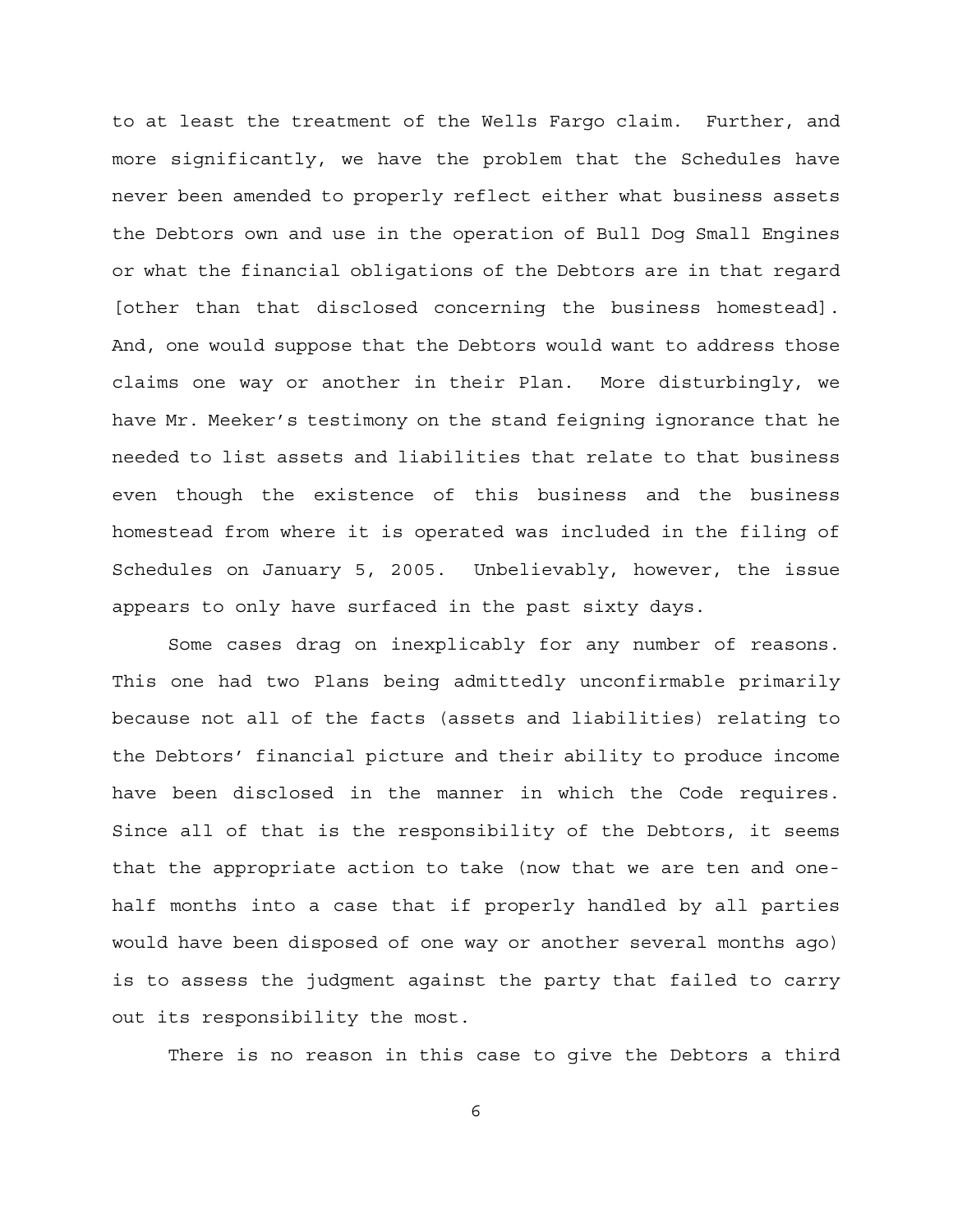to at least the treatment of the Wells Fargo claim. Further, and more significantly, we have the problem that the Schedules have never been amended to properly reflect either what business assets the Debtors own and use in the operation of Bull Dog Small Engines or what the financial obligations of the Debtors are in that regard [other than that disclosed concerning the business homestead]. And, one would suppose that the Debtors would want to address those claims one way or another in their Plan. More disturbingly, we have Mr. Meeker's testimony on the stand feigning ignorance that he needed to list assets and liabilities that relate to that business even though the existence of this business and the business homestead from where it is operated was included in the filing of Schedules on January 5, 2005. Unbelievably, however, the issue appears to only have surfaced in the past sixty days.

Some cases drag on inexplicably for any number of reasons. This one had two Plans being admittedly unconfirmable primarily because not all of the facts (assets and liabilities) relating to the Debtors' financial picture and their ability to produce income have been disclosed in the manner in which the Code requires. Since all of that is the responsibility of the Debtors, it seems that the appropriate action to take (now that we are ten and one-half months into a case that if properly handled by all parties would have been disposed of one way or another several months ago) is to assess the judgment against the party that failed to carry out its responsibility the most.

There is no reason in this case to give the Debtors a third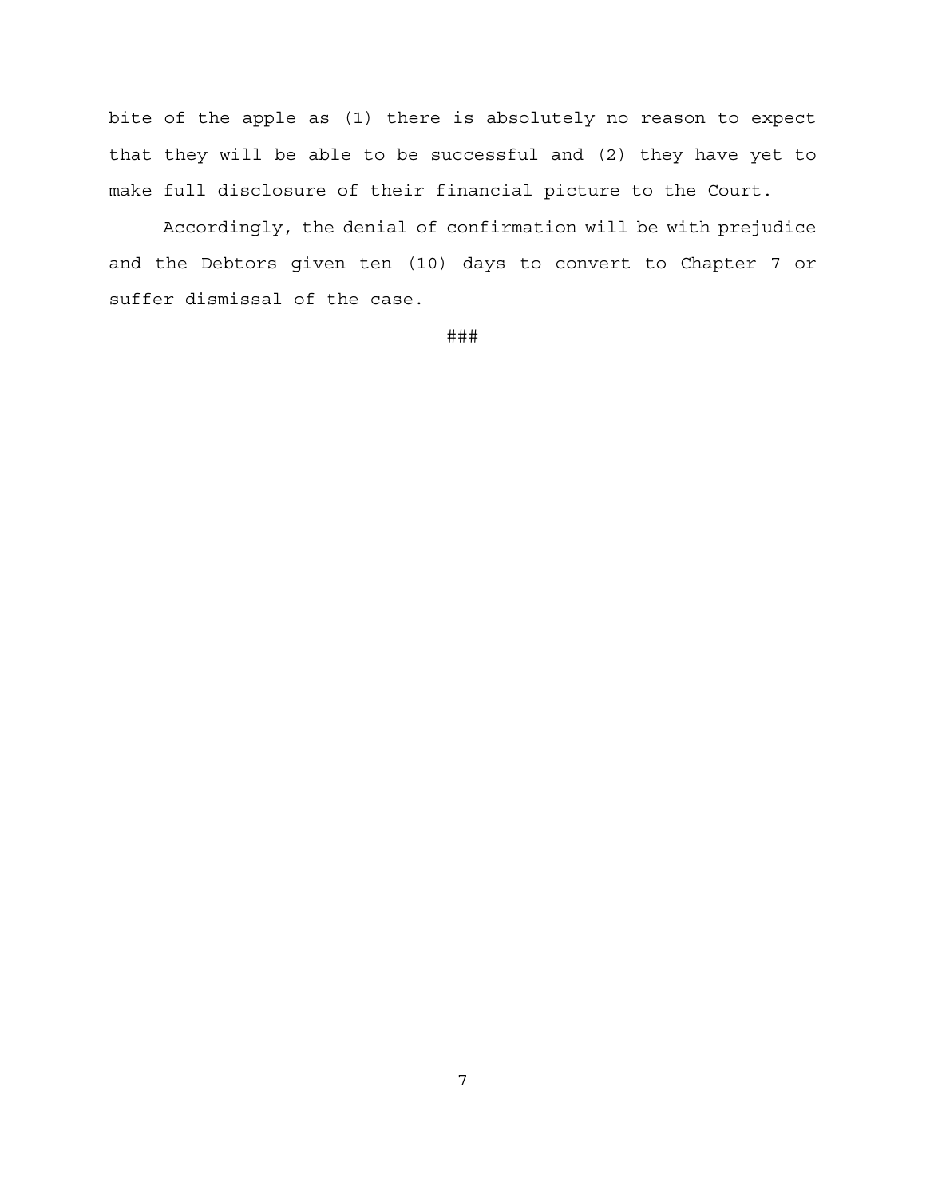bite of the apple as (1) there is absolutely no reason to expect that they will be able to be successful and (2) they have yet to make full disclosure of their financial picture to the Court.

Accordingly, the denial of confirmation will be with prejudice and the Debtors given ten (10) days to convert to Chapter 7 or suffer dismissal of the case.

###